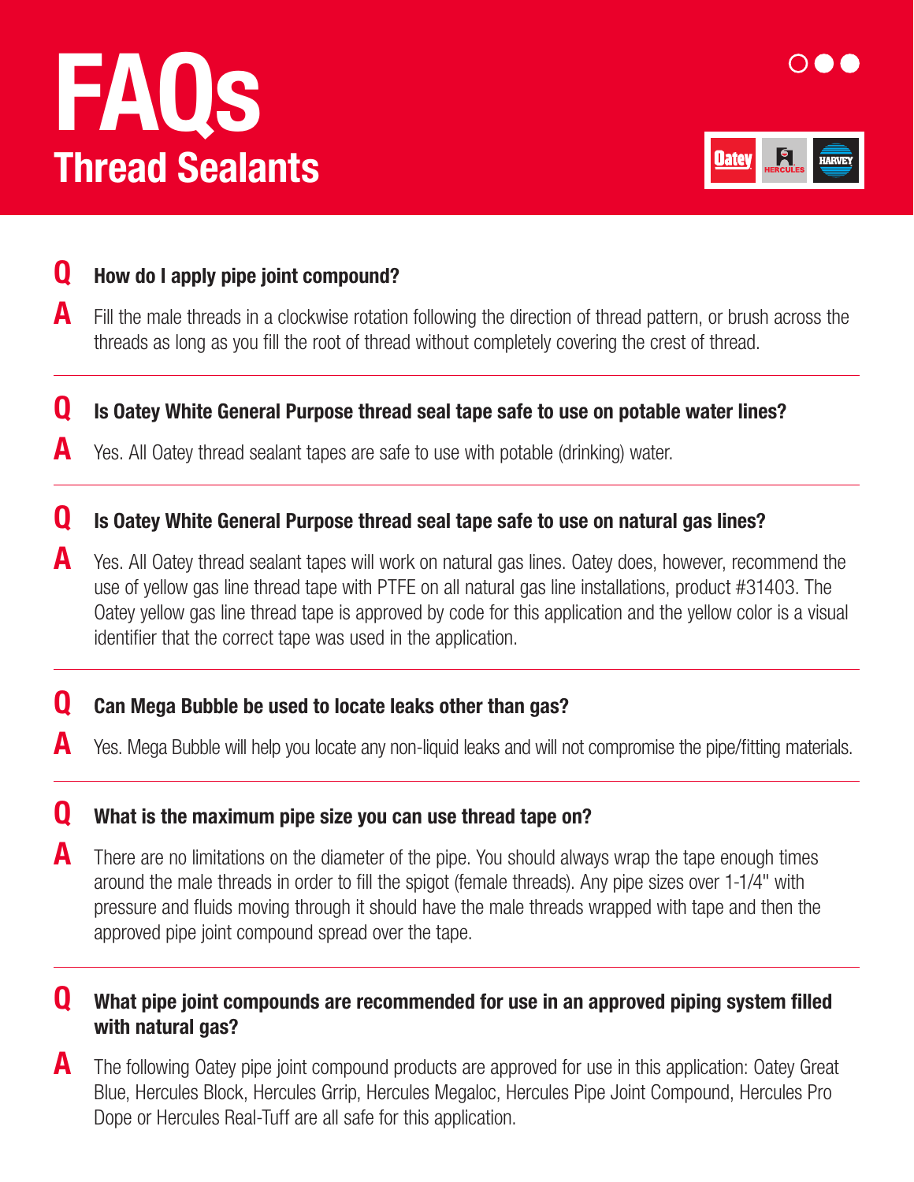# FAQs

## Thread Sealants

**Q** **How do I apply pipe joint compound?**

**A** Fill the male threads in a clockwise rotation following the direction of thread pattern, or brush across the threads as long as you fill the root of thread without completely covering the crest of thread.

---

**Q** **Is Oatey White General Purpose thread seal tape safe to use on potable water lines?**

**A** Yes. All Oatey thread sealant tapes are safe to use with potable (drinking) water.

---

**Q** **Is Oatey White General Purpose thread seal tape safe to use on natural gas lines?**

**A** Yes. All Oatey thread sealant tapes will work on natural gas lines. Oatey does, however, recommend the use of yellow gas line thread tape with PTFE on all natural gas line installations, product #31403. The Oatey yellow gas line thread tape is approved by code for this application and the yellow color is a visual identifier that the correct tape was used in the application.

---

**Q** **Can Mega Bubble be used to locate leaks other than gas?**

**A** Yes. Mega Bubble will help you locate any non-liquid leaks and will not compromise the pipe/fitting materials.

---

**Q** **What is the maximum pipe size you can use thread tape on?**

**A** There are no limitations on the diameter of the pipe. You should always wrap the tape enough times around the male threads in order to fill the spigot (female threads). Any pipe sizes over 1-1/4" with pressure and fluids moving through it should have the male threads wrapped with tape and then the approved pipe joint compound spread over the tape.

---

**Q** **What pipe joint compounds are recommended for use in an approved piping system filled with natural gas?**

**A** The following Oatey pipe joint compound products are approved for use in this application: Oatey Great Blue, Hercules Block, Hercules Grrip, Hercules Megaloc, Hercules Pipe Joint Compound, Hercules Pro Dope or Hercules Real-Tuff are all safe for this application.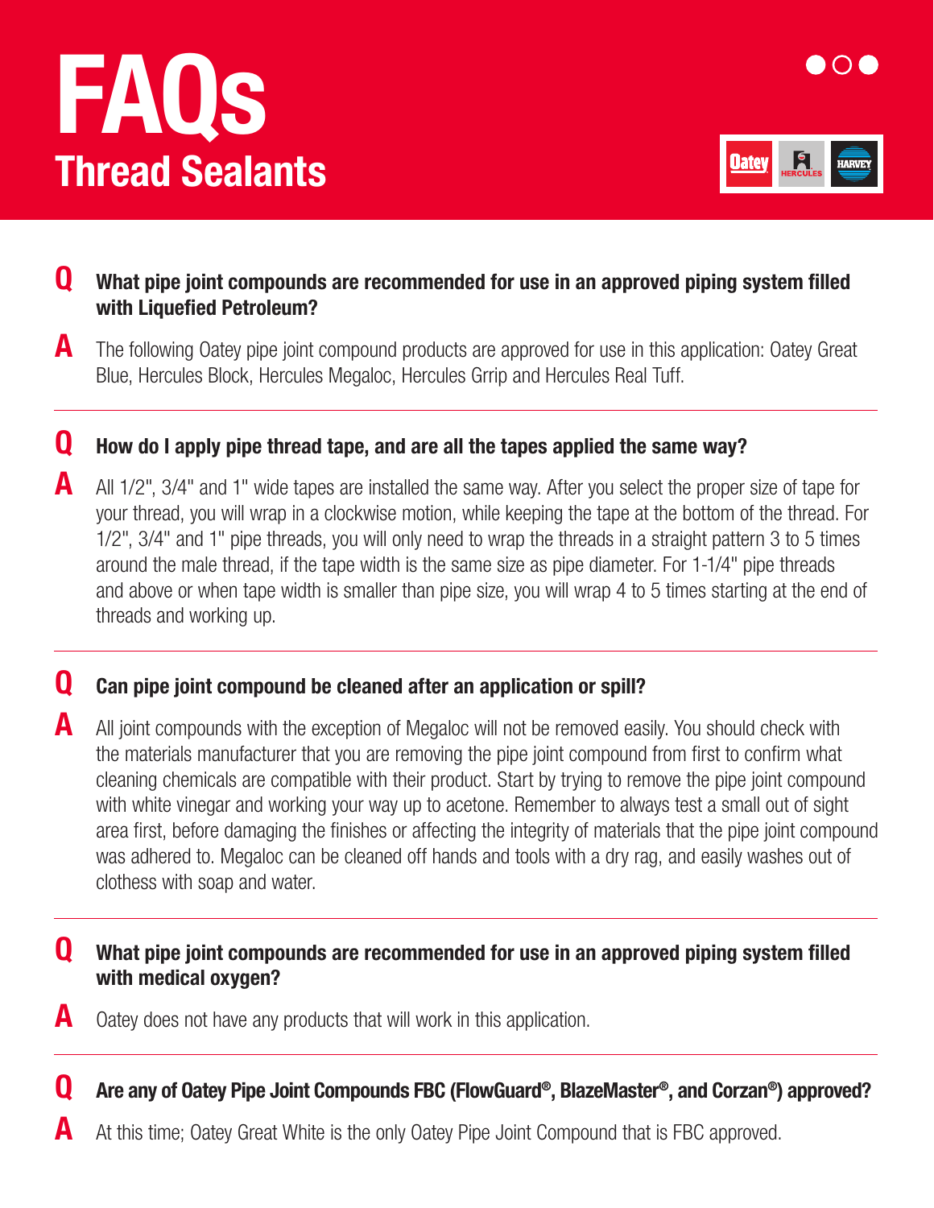# FAQs

## Thread Sealants

**Q What pipe joint compounds are recommended for use in an approved piping system filled with Liquefied Petroleum?**

**A** The following Oatey pipe joint compound products are approved for use in this application: Oatey Great Blue, Hercules Block, Hercules Megaloc, Hercules Grrip and Hercules Real Tuff.

---

**Q How do I apply pipe thread tape, and are all the tapes applied the same way?**

**A** All 1/2", 3/4" and 1" wide tapes are installed the same way. After you select the proper size of tape for your thread, you will wrap in a clockwise motion, while keeping the tape at the bottom of the thread. For 1/2", 3/4" and 1" pipe threads, you will only need to wrap the threads in a straight pattern 3 to 5 times around the male thread, if the tape width is the same size as pipe diameter. For 1-1/4" pipe threads and above or when tape width is smaller than pipe size, you will wrap 4 to 5 times starting at the end of threads and working up.

---

**Q Can pipe joint compound be cleaned after an application or spill?**

**A** All joint compounds with the exception of Megaloc will not be removed easily. You should check with the materials manufacturer that you are removing the pipe joint compound from first to confirm what cleaning chemicals are compatible with their product. Start by trying to remove the pipe joint compound with white vinegar and working your way up to acetone. Remember to always test a small out of sight area first, before damaging the finishes or affecting the integrity of materials that the pipe joint compound was adhered to. Megaloc can be cleaned off hands and tools with a dry rag, and easily washes out of clothess with soap and water.

---

**Q What pipe joint compounds are recommended for use in an approved piping system filled with medical oxygen?**

**A** Oatey does not have any products that will work in this application.

---

**Q Are any of Oatey Pipe Joint Compounds FBC (FlowGuard®, BlazeMaster®, and Corzan®) approved?**

**A** At this time; Oatey Great White is the only Oatey Pipe Joint Compound that is FBC approved.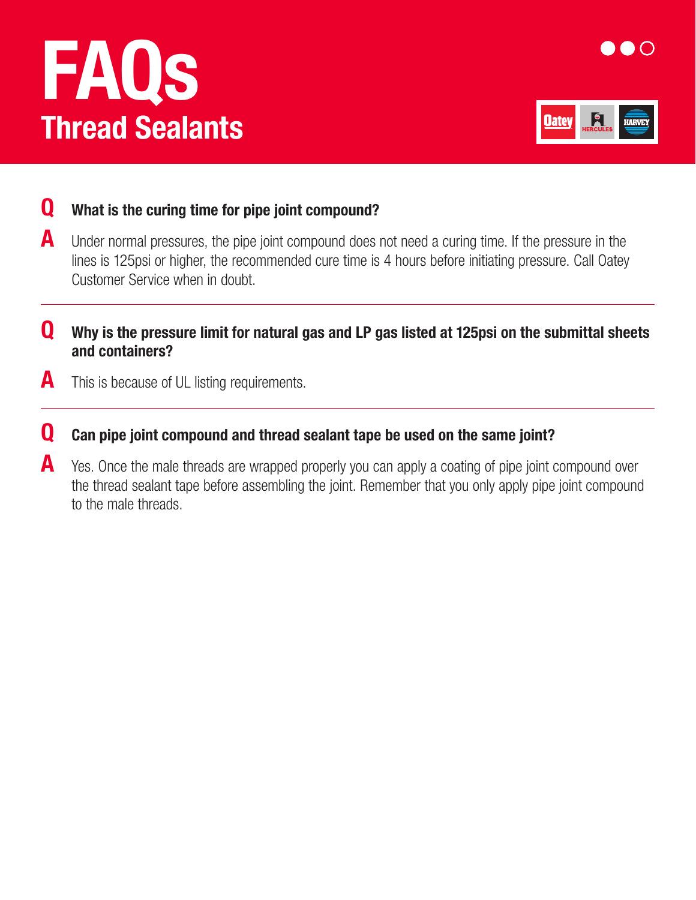# FAQs

## Thread Sealants

**Q What is the curing time for pipe joint compound?**

**A** Under normal pressures, the pipe joint compound does not need a curing time. If the pressure in the lines is 125psi or higher, the recommended cure time is 4 hours before initiating pressure. Call Oatey Customer Service when in doubt.

---

**Q Why is the pressure limit for natural gas and LP gas listed at 125psi on the submittal sheets and containers?**

**A** This is because of UL listing requirements.

---

**Q Can pipe joint compound and thread sealant tape be used on the same joint?**

**A** Yes. Once the male threads are wrapped properly you can apply a coating of pipe joint compound over the thread sealant tape before assembling the joint. Remember that you only apply pipe joint compound to the male threads.